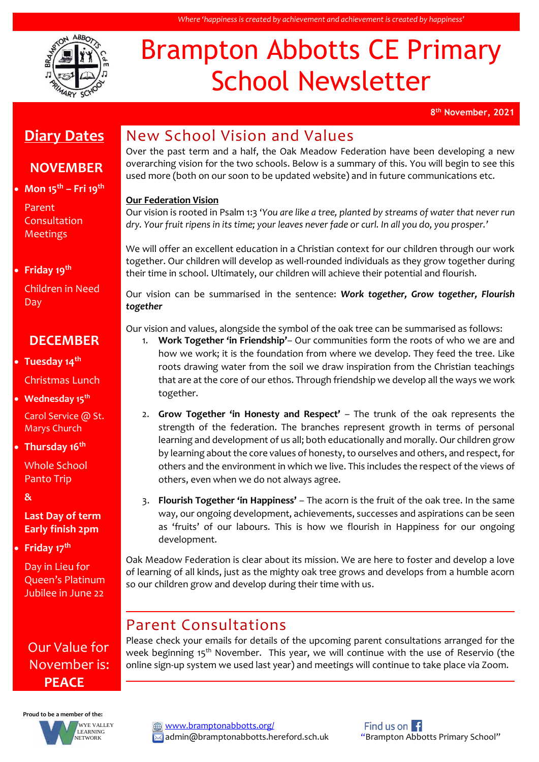*Where 'happiness is created by achievement and achievement is created by happiness'*

# Brampton Abbotts CE Primary School Newsletter

**8th November, 2021**

## Diary Dates

### NOVEMBER

- **Mon 15th – Fri 19th**
  Parent Consultation Meetings
- **Friday 19th**
  Children in Need Day

### DECEMBER

- **Tuesday 14th**
  Christmas Lunch
- **Wednesday 15th**
  Carol Service @ St. Marys Church
- **Thursday 16th**
  Whole School Panto Trip
  **&**
  **Last Day of term Early finish 2pm**
- **Friday 17th**
  Day in Lieu for Queen's Platinum Jubilee in June 22

Our Value for November is: **PEACE**

## New School Vision and Values

Over the past term and a half, the Oak Meadow Federation have been developing a new overarching vision for the two schools. Below is a summary of this. You will begin to see this used more (both on our soon to be updated website) and in future communications etc.

**Our Federation Vision**

Our vision is rooted in Psalm 1:3 *'You are like a tree, planted by streams of water that never run dry. Your fruit ripens in its time; your leaves never fade or curl. In all you do, you prosper.'*

We will offer an excellent education in a Christian context for our children through our work together. Our children will develop as well-rounded individuals as they grow together during their time in school. Ultimately, our children will achieve their potential and flourish.

Our vision can be summarised in the sentence: ***Work together, Grow together, Flourish together***

Our vision and values, alongside the symbol of the oak tree can be summarised as follows:

1. **Work Together 'in Friendship'**– Our communities form the roots of who we are and how we work; it is the foundation from where we develop. They feed the tree. Like roots drawing water from the soil we draw inspiration from the Christian teachings that are at the core of our ethos. Through friendship we develop all the ways we work together.
2. **Grow Together 'in Honesty and Respect'** – The trunk of the oak represents the strength of the federation. The branches represent growth in terms of personal learning and development of us all; both educationally and morally. Our children grow by learning about the core values of honesty, to ourselves and others, and respect, for others and the environment in which we live. This includes the respect of the views of others, even when we do not always agree.
3. **Flourish Together 'in Happiness'** – The acorn is the fruit of the oak tree. In the same way, our ongoing development, achievements, successes and aspirations can be seen as 'fruits' of our labours. This is how we flourish in Happiness for our ongoing development.

Oak Meadow Federation is clear about its mission. We are here to foster and develop a love of learning of all kinds, just as the mighty oak tree grows and develops from a humble acorn so our children grow and develop during their time with us.

## Parent Consultations

Please check your emails for details of the upcoming parent consultations arranged for the week beginning 15th November. This year, we will continue with the use of Reservio (the online sign-up system we used last year) and meetings will continue to take place via Zoom.

Proud to be a member of the: Wye Valley Learning Network

www.bramptonabbotts.org/
admin@bramptonabbotts.hereford.sch.uk

Find us on Facebook "Brampton Abbotts Primary School"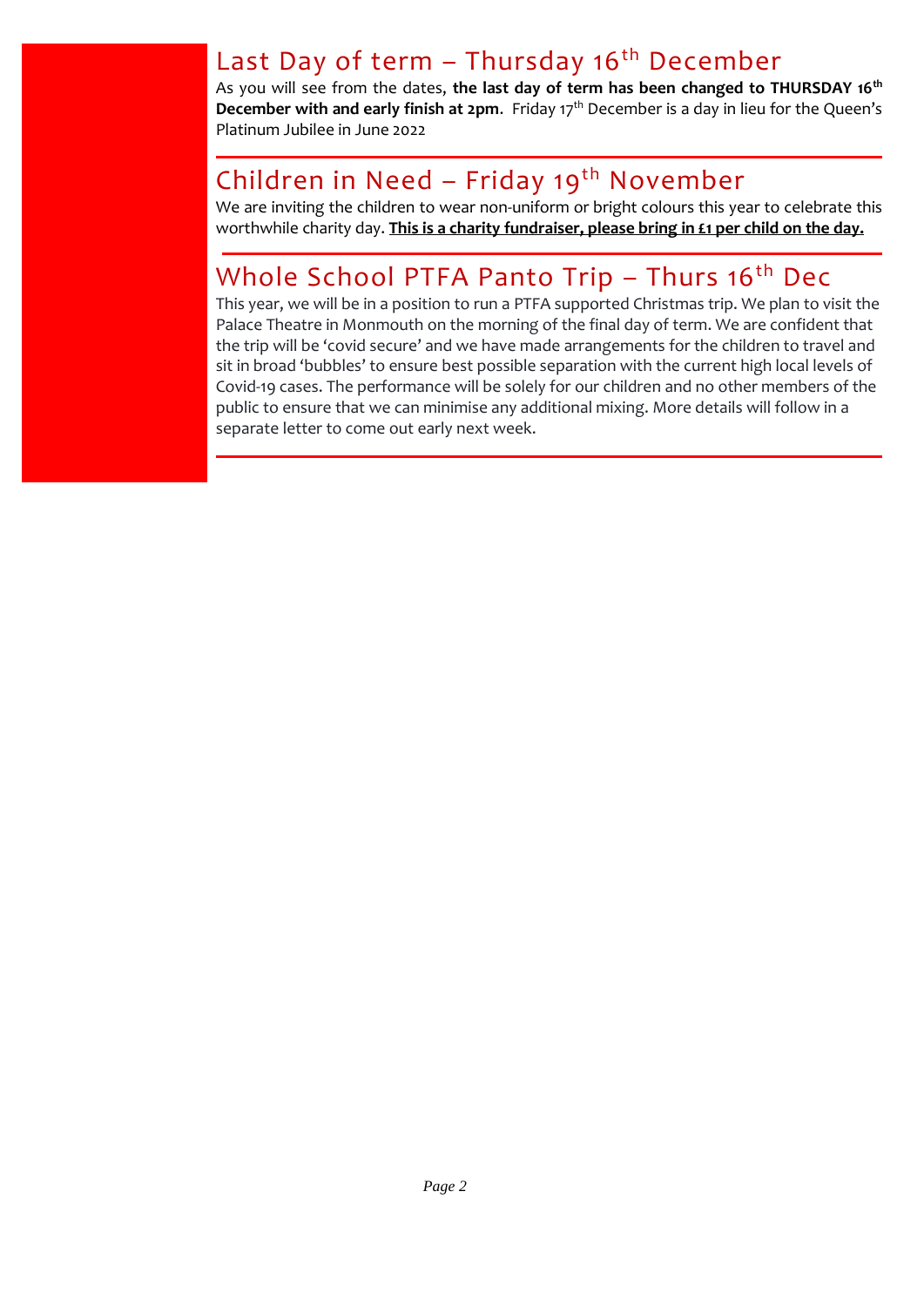## Last Day of term – Thursday 16th December

As you will see from the dates, **the last day of term has been changed to THURSDAY 16th December with and early finish at 2pm**. Friday 17th December is a day in lieu for the Queen's Platinum Jubilee in June 2022

## Children in Need – Friday 19th November

We are inviting the children to wear non-uniform or bright colours this year to celebrate this worthwhile charity day. **<u>This is a charity fundraiser, please bring in £1 per child on the day.</u>**

## Whole School PTFA Panto Trip – Thurs 16th Dec

This year, we will be in a position to run a PTFA supported Christmas trip. We plan to visit the Palace Theatre in Monmouth on the morning of the final day of term. We are confident that the trip will be 'covid secure' and we have made arrangements for the children to travel and sit in broad 'bubbles' to ensure best possible separation with the current high local levels of Covid-19 cases. The performance will be solely for our children and no other members of the public to ensure that we can minimise any additional mixing. More details will follow in a separate letter to come out early next week.